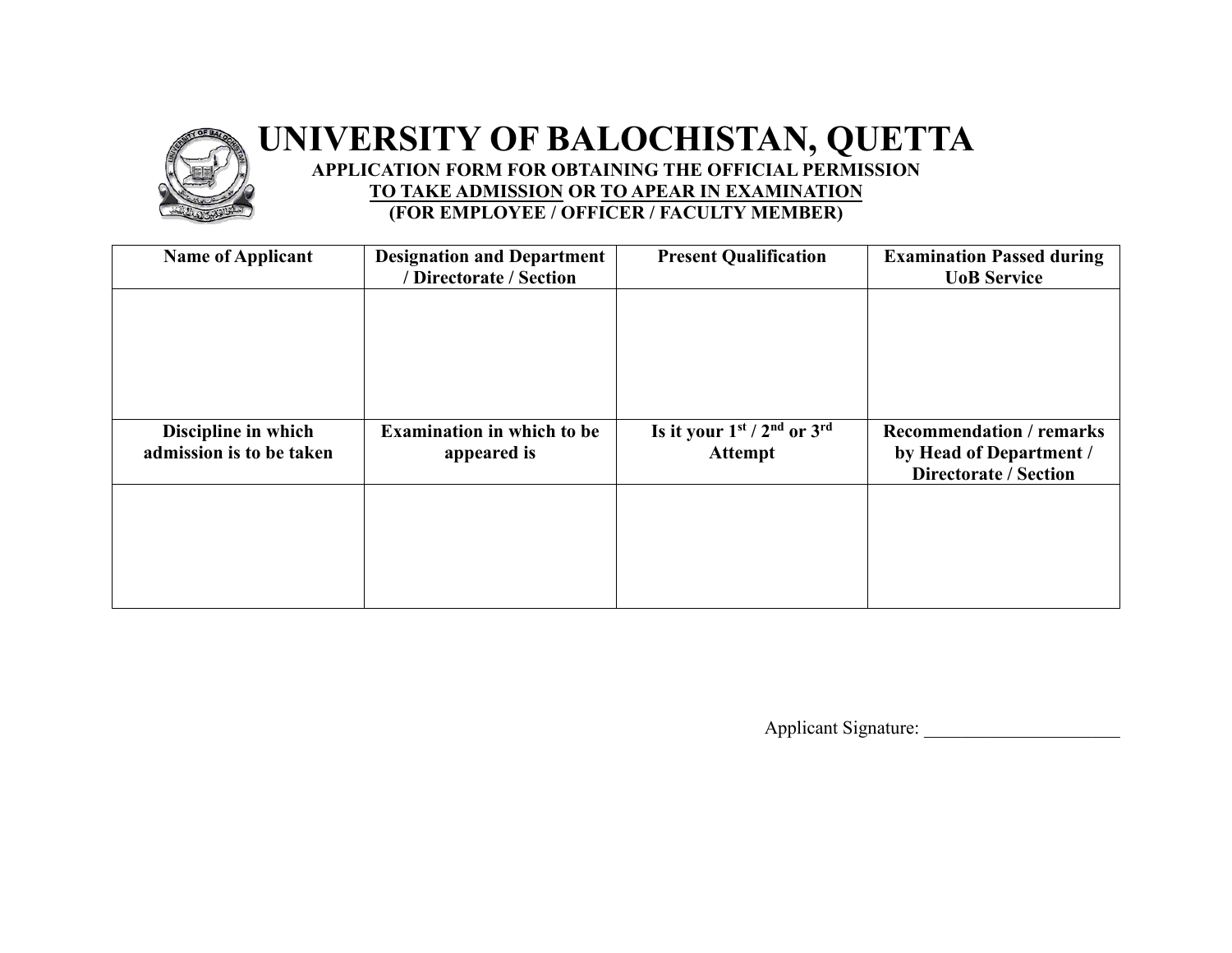# UNIVERSITY OF BALOCHISTAN, QUETTA

**APPLICATION FORM FOR OBTAINING THE OFFICIAL PERMISSION**
**TO TAKE ADMISSION OR TO APEAR IN EXAMINATION**
**(FOR EMPLOYEE / OFFICER / FACULTY MEMBER)**

| Name of Applicant | Designation and Department / Directorate / Section | Present Qualification | Examination Passed during UoB Service |
|---|---|---|---|
| | | | |
| **Discipline in which admission is to be taken** | **Examination in which to be appeared is** | **Is it your 1st / 2nd or 3rd Attempt** | **Recommendation / remarks by Head of Department / Directorate / Section** |
| | | | |

Applicant Signature: ______________________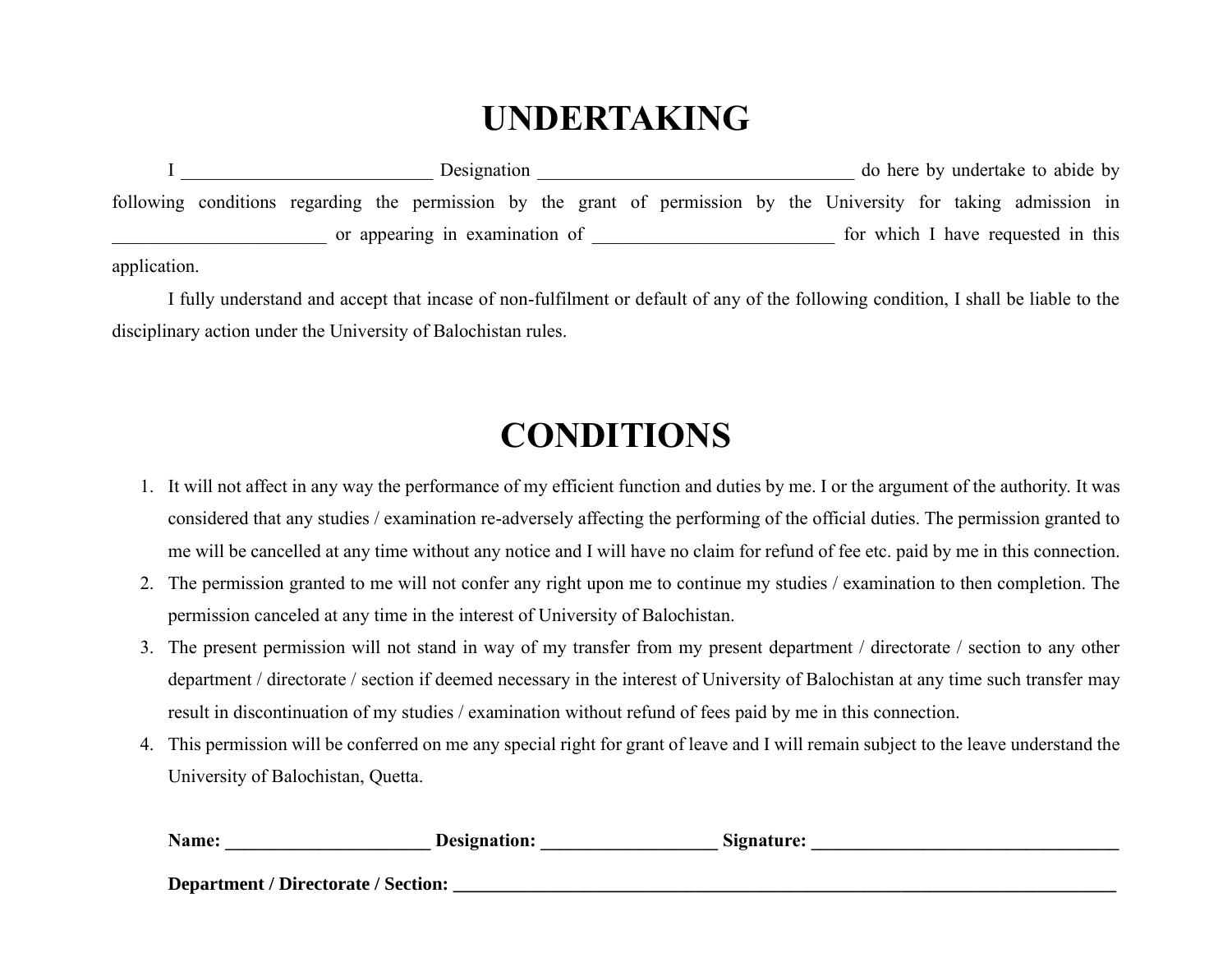# UNDERTAKING

I ___________________________ Designation __________________________________ do here by undertake to abide by following conditions regarding the permission by the grant of permission by the University for taking admission in _______________________ or appearing in examination of __________________________ for which I have requested in this application.

I fully understand and accept that incase of non-fulfilment or default of any of the following condition, I shall be liable to the disciplinary action under the University of Balochistan rules.

# CONDITIONS

1. It will not affect in any way the performance of my efficient function and duties by me. I or the argument of the authority. It was considered that any studies / examination re-adversely affecting the performing of the official duties. The permission granted to me will be cancelled at any time without any notice and I will have no claim for refund of fee etc. paid by me in this connection.
2. The permission granted to me will not confer any right upon me to continue my studies / examination to then completion. The permission canceled at any time in the interest of University of Balochistan.
3. The present permission will not stand in way of my transfer from my present department / directorate / section to any other department / directorate / section if deemed necessary in the interest of University of Balochistan at any time such transfer may result in discontinuation of my studies / examination without refund of fees paid by me in this connection.
4. This permission will be conferred on me any special right for grant of leave and I will remain subject to the leave understand the University of Balochistan, Quetta.

**Name: ______________________ Designation: ___________________ Signature: _________________________________**

**Department / Directorate / Section: ___________________________________________________________________________**